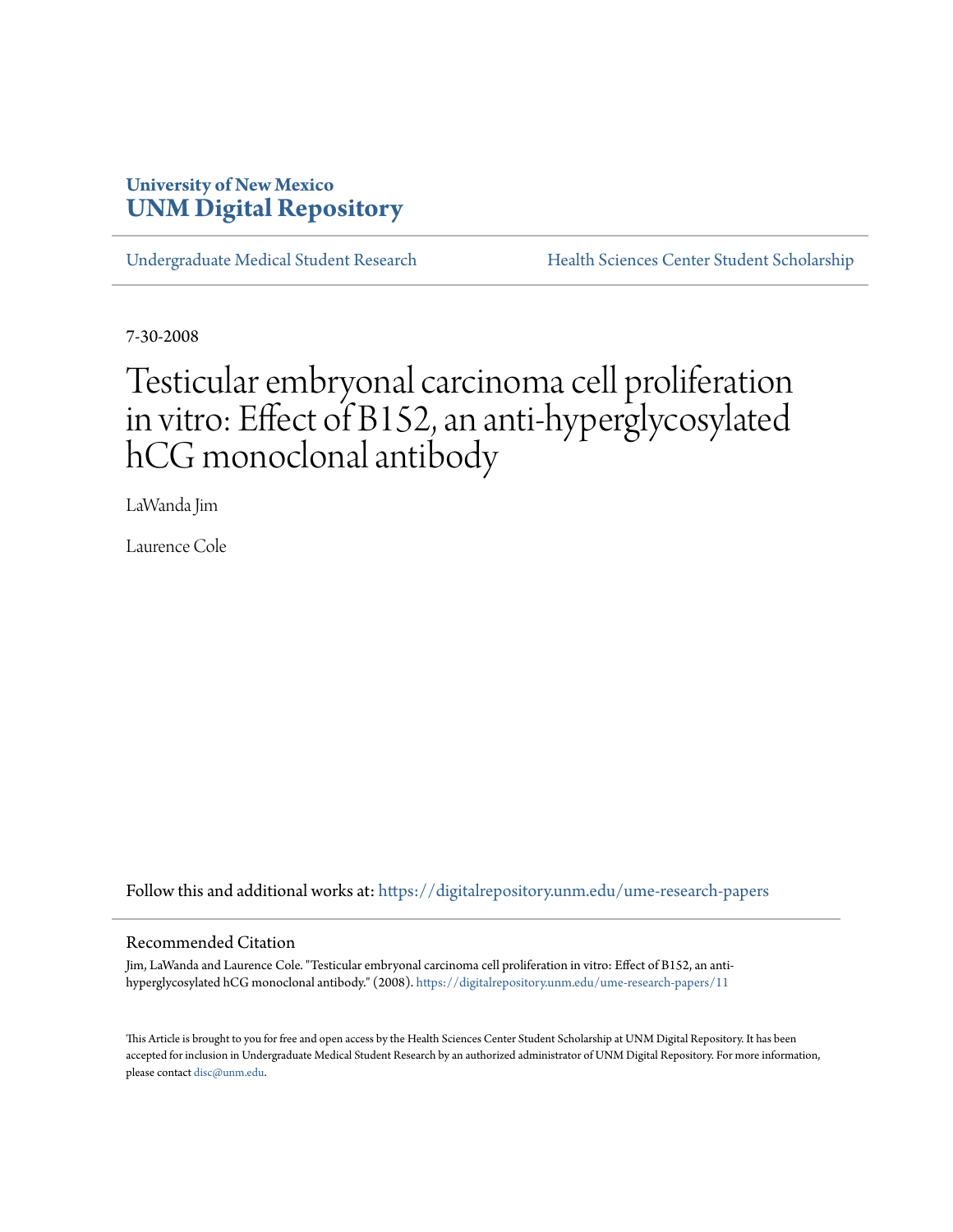University of New Mexico
**UNM Digital Repository**

Undergraduate Medical Student Research | Health Sciences Center Student Scholarship

7-30-2008

# Testicular embryonal carcinoma cell proliferation in vitro: Effect of B152, an anti-hyperglycosylated hCG monoclonal antibody

LaWanda Jim

Laurence Cole

Follow this and additional works at: https://digitalrepository.unm.edu/ume-research-papers

## Recommended Citation

Jim, LaWanda and Laurence Cole. "Testicular embryonal carcinoma cell proliferation in vitro: Effect of B152, an anti-hyperglycosylated hCG monoclonal antibody." (2008). https://digitalrepository.unm.edu/ume-research-papers/11

This Article is brought to you for free and open access by the Health Sciences Center Student Scholarship at UNM Digital Repository. It has been accepted for inclusion in Undergraduate Medical Student Research by an authorized administrator of UNM Digital Repository. For more information, please contact disc@unm.edu.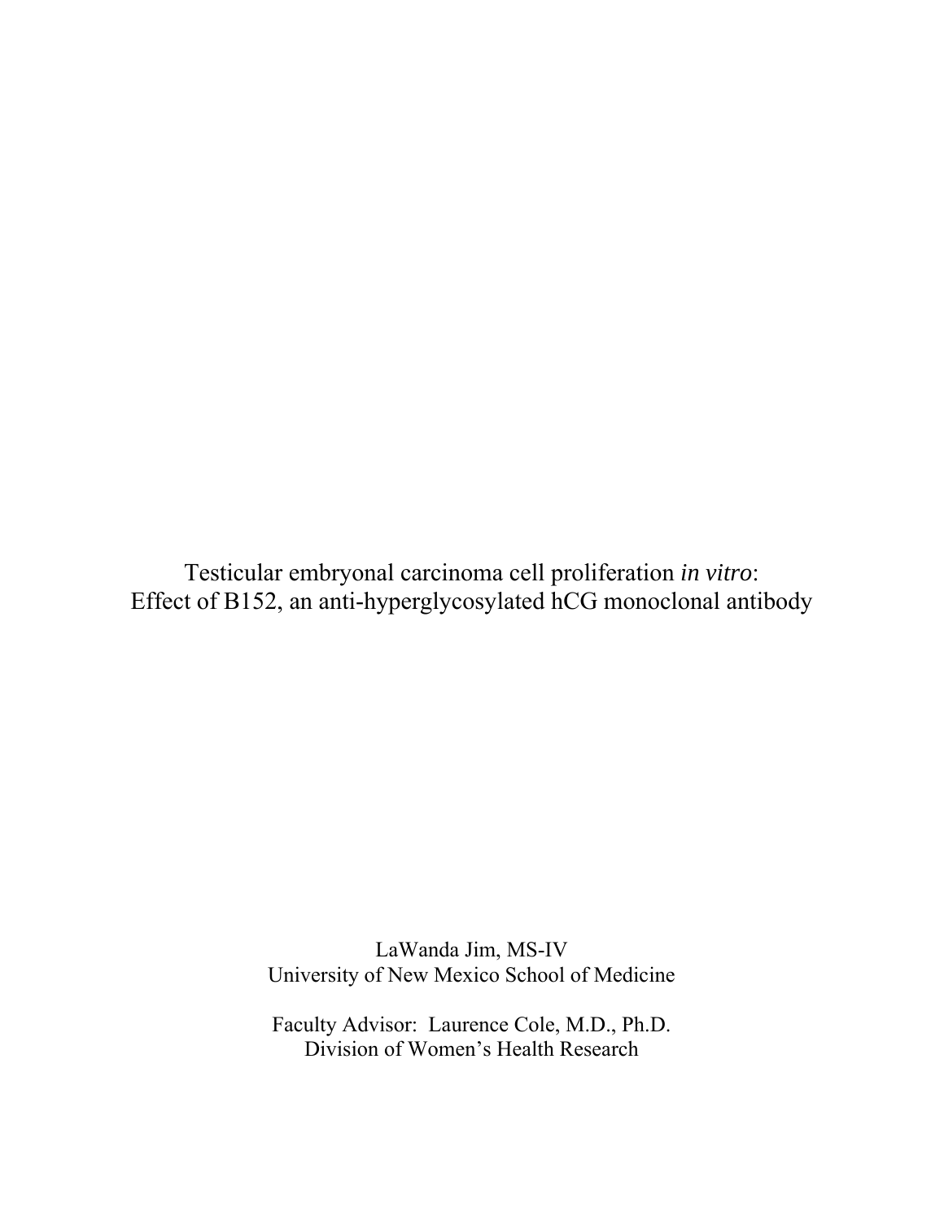# Testicular embryonal carcinoma cell proliferation *in vitro*: Effect of B152, an anti-hyperglycosylated hCG monoclonal antibody

LaWanda Jim, MS-IV
University of New Mexico School of Medicine

Faculty Advisor: Laurence Cole, M.D., Ph.D.
Division of Women's Health Research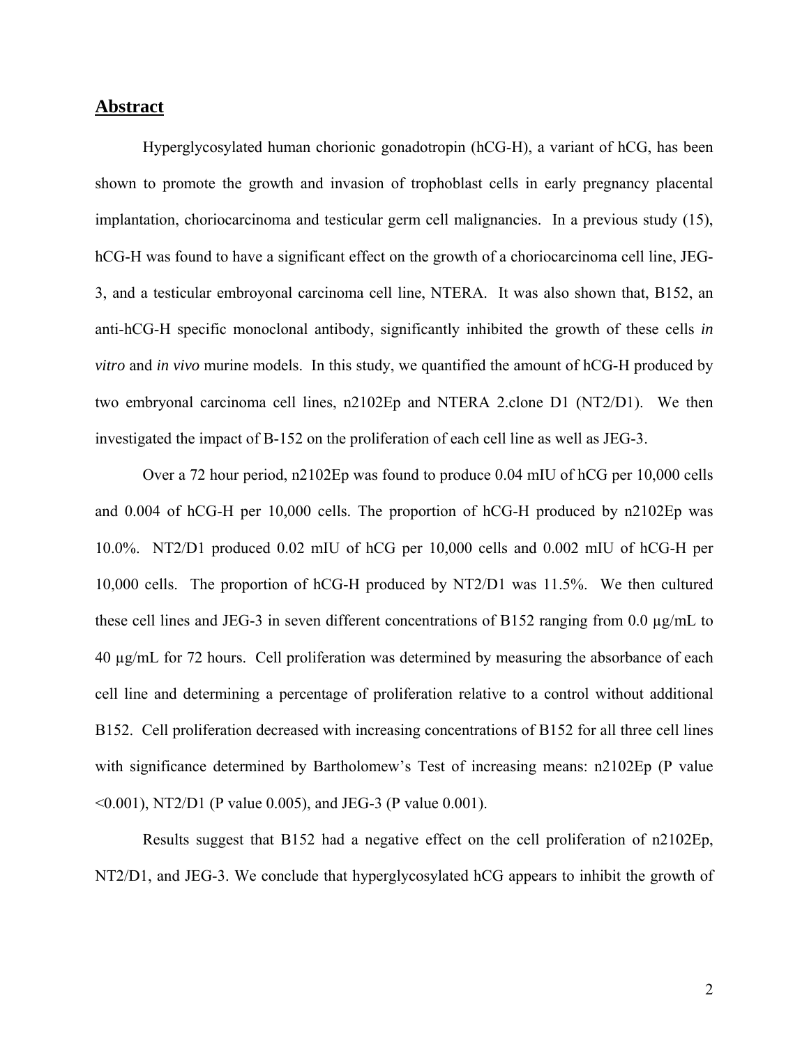## Abstract

Hyperglycosylated human chorionic gonadotropin (hCG-H), a variant of hCG, has been shown to promote the growth and invasion of trophoblast cells in early pregnancy placental implantation, choriocarcinoma and testicular germ cell malignancies. In a previous study (15), hCG-H was found to have a significant effect on the growth of a choriocarcinoma cell line, JEG-3, and a testicular embroyonal carcinoma cell line, NTERA. It was also shown that, B152, an anti-hCG-H specific monoclonal antibody, significantly inhibited the growth of these cells *in vitro* and *in vivo* murine models. In this study, we quantified the amount of hCG-H produced by two embryonal carcinoma cell lines, n2102Ep and NTERA 2.clone D1 (NT2/D1). We then investigated the impact of B-152 on the proliferation of each cell line as well as JEG-3.

Over a 72 hour period, n2102Ep was found to produce 0.04 mIU of hCG per 10,000 cells and 0.004 of hCG-H per 10,000 cells. The proportion of hCG-H produced by n2102Ep was 10.0%. NT2/D1 produced 0.02 mIU of hCG per 10,000 cells and 0.002 mIU of hCG-H per 10,000 cells. The proportion of hCG-H produced by NT2/D1 was 11.5%. We then cultured these cell lines and JEG-3 in seven different concentrations of B152 ranging from 0.0 µg/mL to 40 µg/mL for 72 hours. Cell proliferation was determined by measuring the absorbance of each cell line and determining a percentage of proliferation relative to a control without additional B152. Cell proliferation decreased with increasing concentrations of B152 for all three cell lines with significance determined by Bartholomew's Test of increasing means: n2102Ep (P value <0.001), NT2/D1 (P value 0.005), and JEG-3 (P value 0.001).

Results suggest that B152 had a negative effect on the cell proliferation of n2102Ep, NT2/D1, and JEG-3. We conclude that hyperglycosylated hCG appears to inhibit the growth of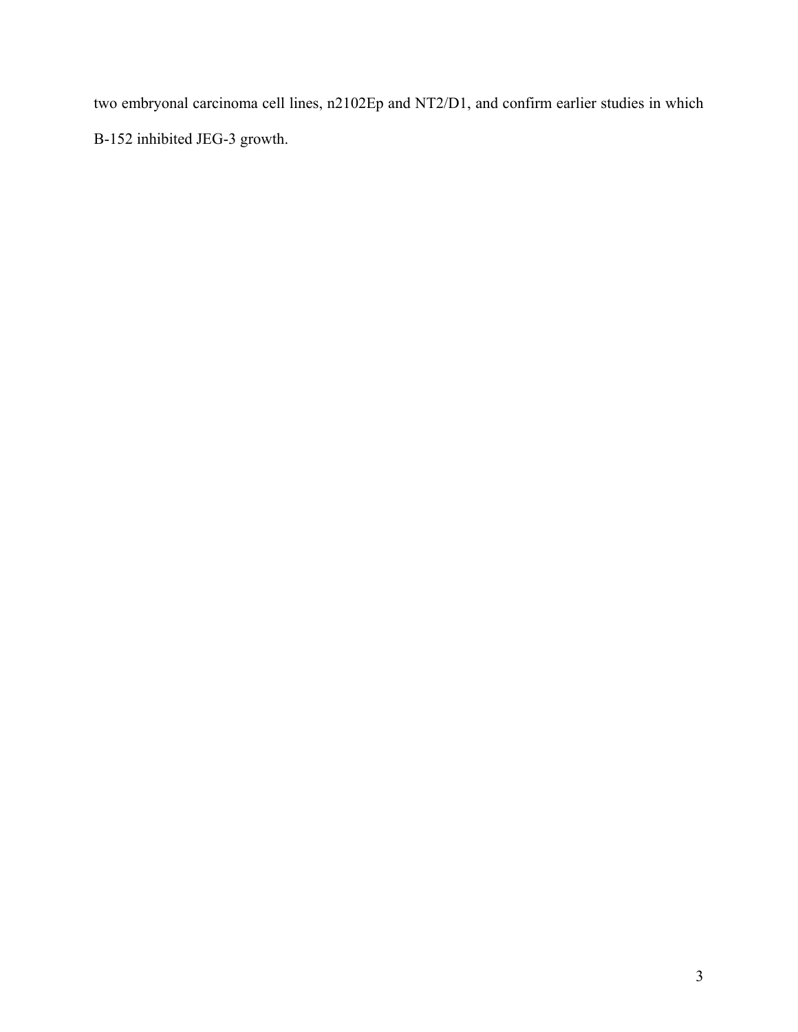two embryonal carcinoma cell lines, n2102Ep and NT2/D1, and confirm earlier studies in which B-152 inhibited JEG-3 growth.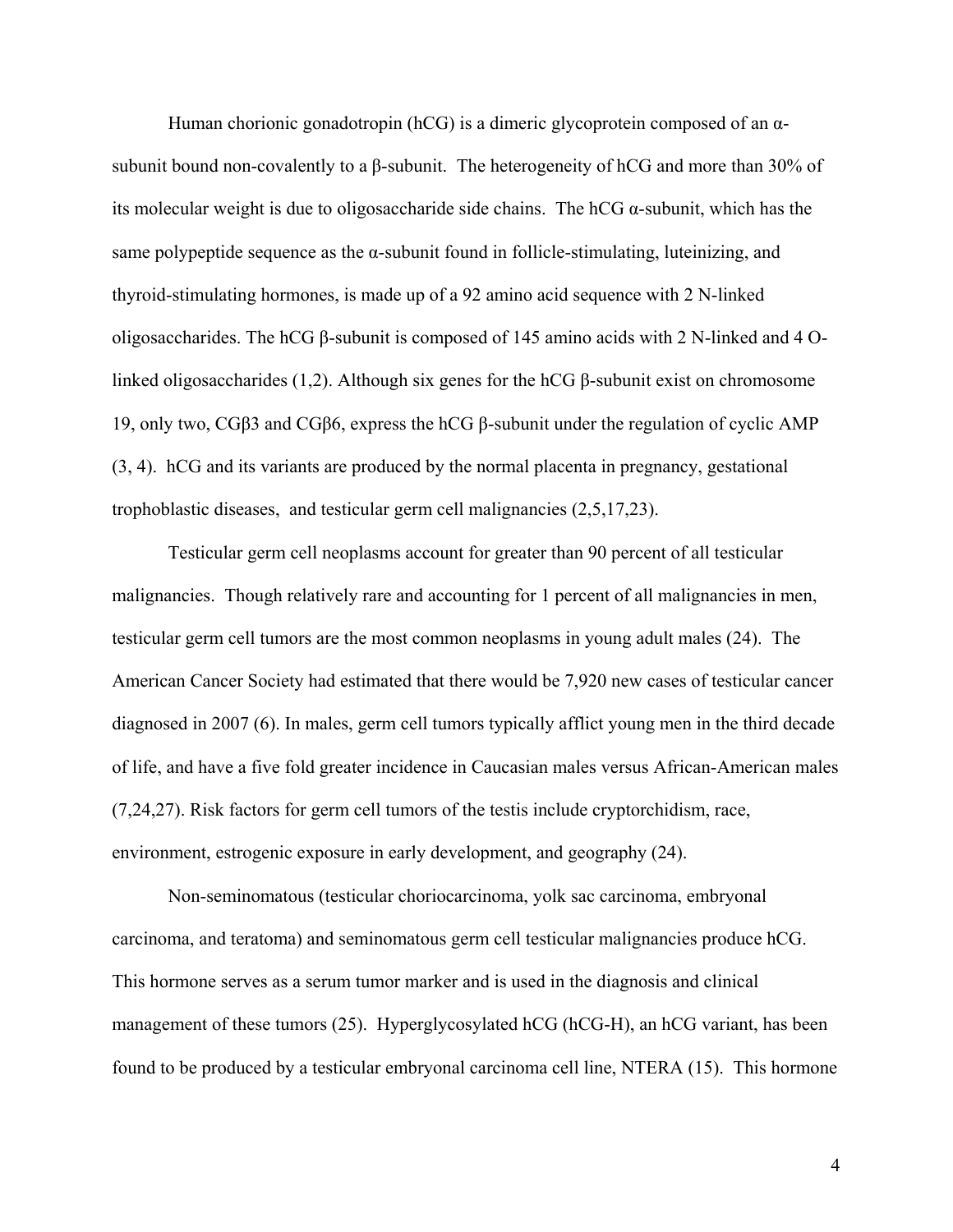Human chorionic gonadotropin (hCG) is a dimeric glycoprotein composed of an α-subunit bound non-covalently to a β-subunit. The heterogeneity of hCG and more than 30% of its molecular weight is due to oligosaccharide side chains. The hCG α-subunit, which has the same polypeptide sequence as the α-subunit found in follicle-stimulating, luteinizing, and thyroid-stimulating hormones, is made up of a 92 amino acid sequence with 2 N-linked oligosaccharides. The hCG β-subunit is composed of 145 amino acids with 2 N-linked and 4 O-linked oligosaccharides (1,2). Although six genes for the hCG β-subunit exist on chromosome 19, only two, CGβ3 and CGβ6, express the hCG β-subunit under the regulation of cyclic AMP (3, 4). hCG and its variants are produced by the normal placenta in pregnancy, gestational trophoblastic diseases, and testicular germ cell malignancies (2,5,17,23).

Testicular germ cell neoplasms account for greater than 90 percent of all testicular malignancies. Though relatively rare and accounting for 1 percent of all malignancies in men, testicular germ cell tumors are the most common neoplasms in young adult males (24). The American Cancer Society had estimated that there would be 7,920 new cases of testicular cancer diagnosed in 2007 (6). In males, germ cell tumors typically afflict young men in the third decade of life, and have a five fold greater incidence in Caucasian males versus African-American males (7,24,27). Risk factors for germ cell tumors of the testis include cryptorchidism, race, environment, estrogenic exposure in early development, and geography (24).

Non-seminomatous (testicular choriocarcinoma, yolk sac carcinoma, embryonal carcinoma, and teratoma) and seminomatous germ cell testicular malignancies produce hCG. This hormone serves as a serum tumor marker and is used in the diagnosis and clinical management of these tumors (25). Hyperglycosylated hCG (hCG-H), an hCG variant, has been found to be produced by a testicular embryonal carcinoma cell line, NTERA (15). This hormone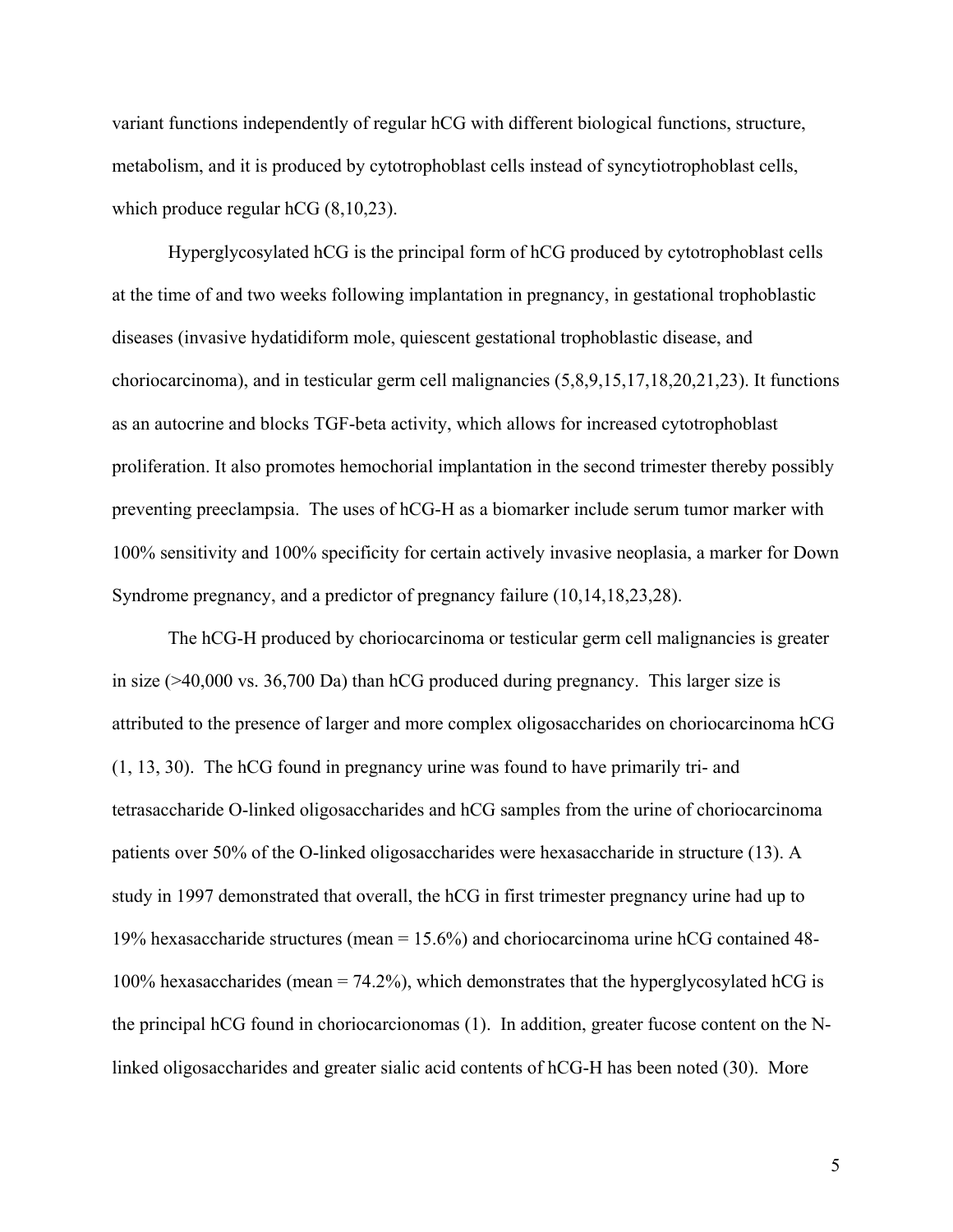variant functions independently of regular hCG with different biological functions, structure, metabolism, and it is produced by cytotrophoblast cells instead of syncytiotrophoblast cells, which produce regular hCG (8,10,23).

Hyperglycosylated hCG is the principal form of hCG produced by cytotrophoblast cells at the time of and two weeks following implantation in pregnancy, in gestational trophoblastic diseases (invasive hydatidiform mole, quiescent gestational trophoblastic disease, and choriocarcinoma), and in testicular germ cell malignancies (5,8,9,15,17,18,20,21,23). It functions as an autocrine and blocks TGF-beta activity, which allows for increased cytotrophoblast proliferation. It also promotes hemochorial implantation in the second trimester thereby possibly preventing preeclampsia. The uses of hCG-H as a biomarker include serum tumor marker with 100% sensitivity and 100% specificity for certain actively invasive neoplasia, a marker for Down Syndrome pregnancy, and a predictor of pregnancy failure (10,14,18,23,28).

The hCG-H produced by choriocarcinoma or testicular germ cell malignancies is greater in size (>40,000 vs. 36,700 Da) than hCG produced during pregnancy. This larger size is attributed to the presence of larger and more complex oligosaccharides on choriocarcinoma hCG (1, 13, 30). The hCG found in pregnancy urine was found to have primarily tri- and tetrasaccharide O-linked oligosaccharides and hCG samples from the urine of choriocarcinoma patients over 50% of the O-linked oligosaccharides were hexasaccharide in structure (13). A study in 1997 demonstrated that overall, the hCG in first trimester pregnancy urine had up to 19% hexasaccharide structures (mean = 15.6%) and choriocarcinoma urine hCG contained 48-100% hexasaccharides (mean = 74.2%), which demonstrates that the hyperglycosylated hCG is the principal hCG found in choriocarcionomas (1). In addition, greater fucose content on the N-linked oligosaccharides and greater sialic acid contents of hCG-H has been noted (30). More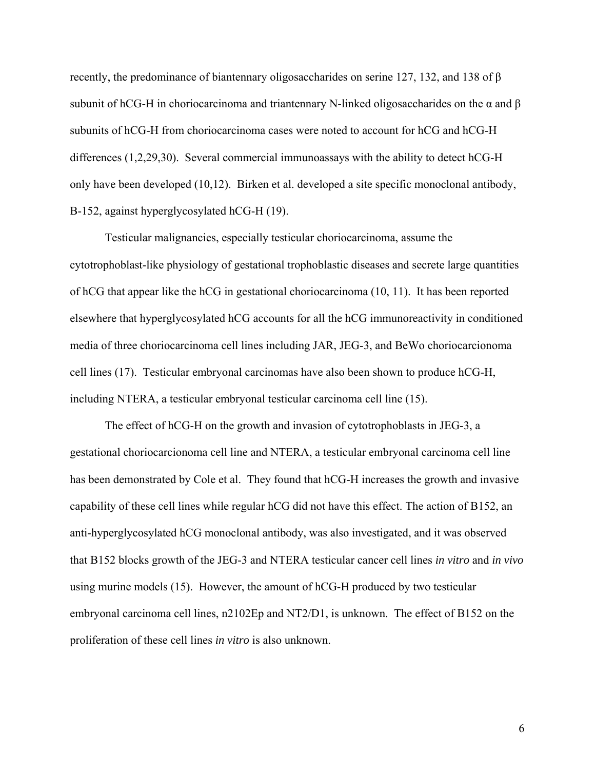recently, the predominance of biantennary oligosaccharides on serine 127, 132, and 138 of β subunit of hCG-H in choriocarcinoma and triantennary N-linked oligosaccharides on the α and β subunits of hCG-H from choriocarcinoma cases were noted to account for hCG and hCG-H differences (1,2,29,30). Several commercial immunoassays with the ability to detect hCG-H only have been developed (10,12). Birken et al. developed a site specific monoclonal antibody, B-152, against hyperglycosylated hCG-H (19).

Testicular malignancies, especially testicular choriocarcinoma, assume the cytotrophoblast-like physiology of gestational trophoblastic diseases and secrete large quantities of hCG that appear like the hCG in gestational choriocarcinoma (10, 11). It has been reported elsewhere that hyperglycosylated hCG accounts for all the hCG immunoreactivity in conditioned media of three choriocarcinoma cell lines including JAR, JEG-3, and BeWo choriocarcionoma cell lines (17). Testicular embryonal carcinomas have also been shown to produce hCG-H, including NTERA, a testicular embryonal testicular carcinoma cell line (15).

The effect of hCG-H on the growth and invasion of cytotrophoblasts in JEG-3, a gestational choriocarcionoma cell line and NTERA, a testicular embryonal carcinoma cell line has been demonstrated by Cole et al. They found that hCG-H increases the growth and invasive capability of these cell lines while regular hCG did not have this effect. The action of B152, an anti-hyperglycosylated hCG monoclonal antibody, was also investigated, and it was observed that B152 blocks growth of the JEG-3 and NTERA testicular cancer cell lines *in vitro* and *in vivo* using murine models (15). However, the amount of hCG-H produced by two testicular embryonal carcinoma cell lines, n2102Ep and NT2/D1, is unknown. The effect of B152 on the proliferation of these cell lines *in vitro* is also unknown.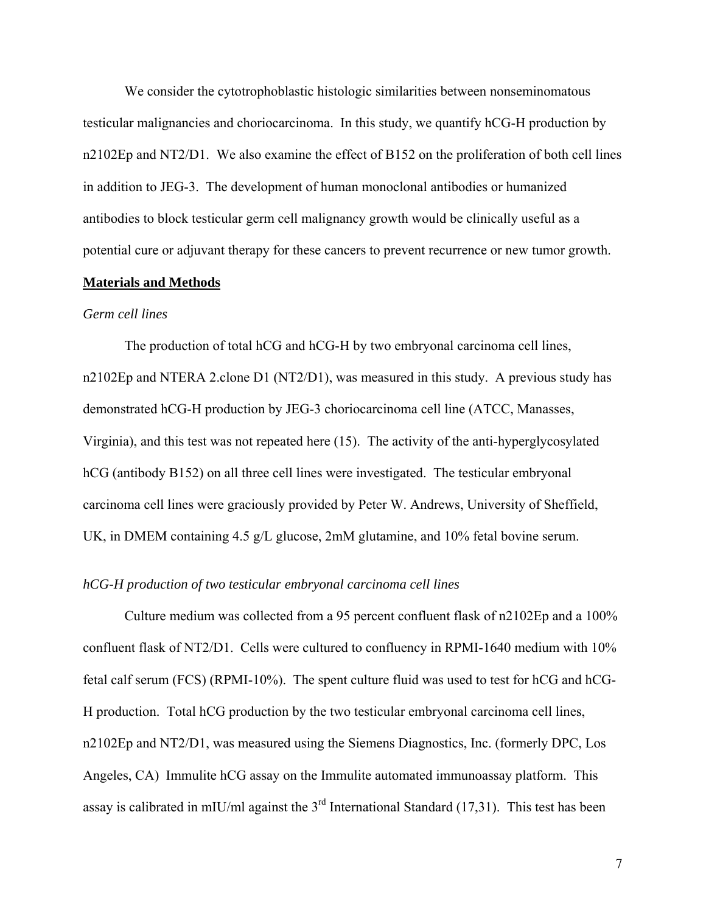We consider the cytotrophoblastic histologic similarities between nonseminomatous testicular malignancies and choriocarcinoma. In this study, we quantify hCG-H production by n2102Ep and NT2/D1. We also examine the effect of B152 on the proliferation of both cell lines in addition to JEG-3. The development of human monoclonal antibodies or humanized antibodies to block testicular germ cell malignancy growth would be clinically useful as a potential cure or adjuvant therapy for these cancers to prevent recurrence or new tumor growth.

## **Materials and Methods**

### *Germ cell lines*

The production of total hCG and hCG-H by two embryonal carcinoma cell lines, n2102Ep and NTERA 2.clone D1 (NT2/D1), was measured in this study. A previous study has demonstrated hCG-H production by JEG-3 choriocarcinoma cell line (ATCC, Manasses, Virginia), and this test was not repeated here (15). The activity of the anti-hyperglycosylated hCG (antibody B152) on all three cell lines were investigated. The testicular embryonal carcinoma cell lines were graciously provided by Peter W. Andrews, University of Sheffield, UK, in DMEM containing 4.5 g/L glucose, 2mM glutamine, and 10% fetal bovine serum.

### *hCG-H production of two testicular embryonal carcinoma cell lines*

Culture medium was collected from a 95 percent confluent flask of n2102Ep and a 100% confluent flask of NT2/D1. Cells were cultured to confluency in RPMI-1640 medium with 10% fetal calf serum (FCS) (RPMI-10%). The spent culture fluid was used to test for hCG and hCG-H production. Total hCG production by the two testicular embryonal carcinoma cell lines, n2102Ep and NT2/D1, was measured using the Siemens Diagnostics, Inc. (formerly DPC, Los Angeles, CA) Immulite hCG assay on the Immulite automated immunoassay platform. This assay is calibrated in mIU/ml against the 3rd International Standard (17,31). This test has been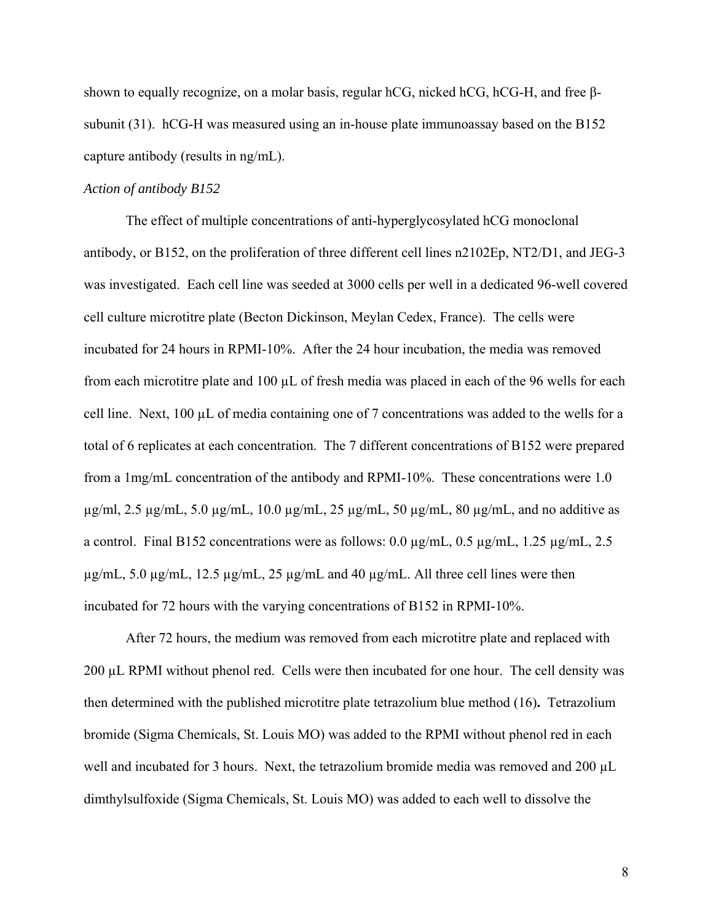shown to equally recognize, on a molar basis, regular hCG, nicked hCG, hCG-H, and free β-subunit (31). hCG-H was measured using an in-house plate immunoassay based on the B152 capture antibody (results in ng/mL).

*Action of antibody B152*

The effect of multiple concentrations of anti-hyperglycosylated hCG monoclonal antibody, or B152, on the proliferation of three different cell lines n2102Ep, NT2/D1, and JEG-3 was investigated. Each cell line was seeded at 3000 cells per well in a dedicated 96-well covered cell culture microtitre plate (Becton Dickinson, Meylan Cedex, France). The cells were incubated for 24 hours in RPMI-10%. After the 24 hour incubation, the media was removed from each microtitre plate and 100 µL of fresh media was placed in each of the 96 wells for each cell line. Next, 100 µL of media containing one of 7 concentrations was added to the wells for a total of 6 replicates at each concentration. The 7 different concentrations of B152 were prepared from a 1mg/mL concentration of the antibody and RPMI-10%. These concentrations were 1.0 µg/ml, 2.5 µg/mL, 5.0 µg/mL, 10.0 µg/mL, 25 µg/mL, 50 µg/mL, 80 µg/mL, and no additive as a control. Final B152 concentrations were as follows: 0.0 µg/mL, 0.5 µg/mL, 1.25 µg/mL, 2.5 µg/mL, 5.0 µg/mL, 12.5 µg/mL, 25 µg/mL and 40 µg/mL. All three cell lines were then incubated for 72 hours with the varying concentrations of B152 in RPMI-10%.

After 72 hours, the medium was removed from each microtitre plate and replaced with 200 µL RPMI without phenol red. Cells were then incubated for one hour. The cell density was then determined with the published microtitre plate tetrazolium blue method (16). Tetrazolium bromide (Sigma Chemicals, St. Louis MO) was added to the RPMI without phenol red in each well and incubated for 3 hours. Next, the tetrazolium bromide media was removed and 200 µL dimthylsulfoxide (Sigma Chemicals, St. Louis MO) was added to each well to dissolve the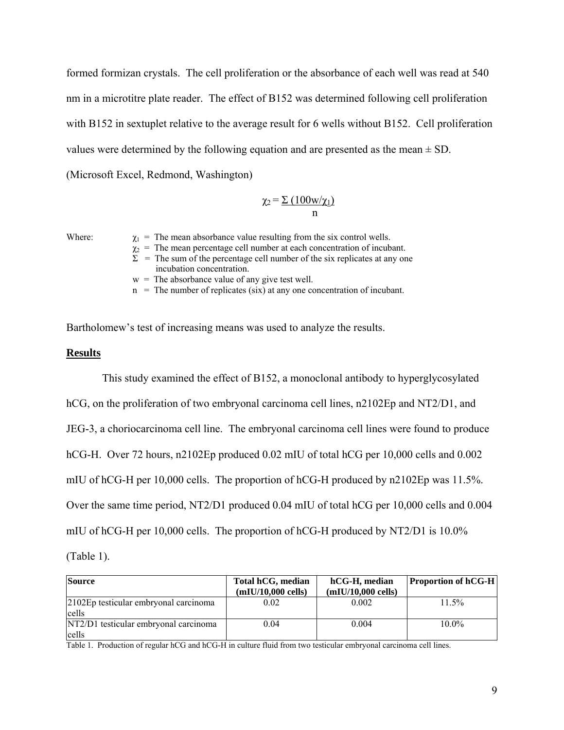formed formizan crystals. The cell proliferation or the absorbance of each well was read at 540 nm in a microtitre plate reader. The effect of B152 was determined following cell proliferation with B152 in sextuplet relative to the average result for 6 wells without B152. Cell proliferation values were determined by the following equation and are presented as the mean ± SD. (Microsoft Excel, Redmond, Washington)

$$\chi_2 = \frac{\Sigma\,(100w/\chi_1)}{n}$$

Where:
- $\chi_1$ = The mean absorbance value resulting from the six control wells.
- $\chi_2$ = The mean percentage cell number at each concentration of incubant.
- $\Sigma$ = The sum of the percentage cell number of the six replicates at any one incubation concentration.
- w = The absorbance value of any give test well.
- n = The number of replicates (six) at any one concentration of incubant.

Bartholomew's test of increasing means was used to analyze the results.

## Results

This study examined the effect of B152, a monoclonal antibody to hyperglycosylated hCG, on the proliferation of two embryonal carcinoma cell lines, n2102Ep and NT2/D1, and JEG-3, a choriocarcinoma cell line. The embryonal carcinoma cell lines were found to produce hCG-H. Over 72 hours, n2102Ep produced 0.02 mIU of total hCG per 10,000 cells and 0.002 mIU of hCG-H per 10,000 cells. The proportion of hCG-H produced by n2102Ep was 11.5%. Over the same time period, NT2/D1 produced 0.04 mIU of total hCG per 10,000 cells and 0.004 mIU of hCG-H per 10,000 cells. The proportion of hCG-H produced by NT2/D1 is 10.0% (Table 1).

| Source | Total hCG, median (mIU/10,000 cells) | hCG-H, median (mIU/10,000 cells) | Proportion of hCG-H |
|---|---|---|---|
| 2102Ep testicular embryonal carcinoma cells | 0.02 | 0.002 | 11.5% |
| NT2/D1 testicular embryonal carcinoma cells | 0.04 | 0.004 | 10.0% |

Table 1. Production of regular hCG and hCG-H in culture fluid from two testicular embryonal carcinoma cell lines.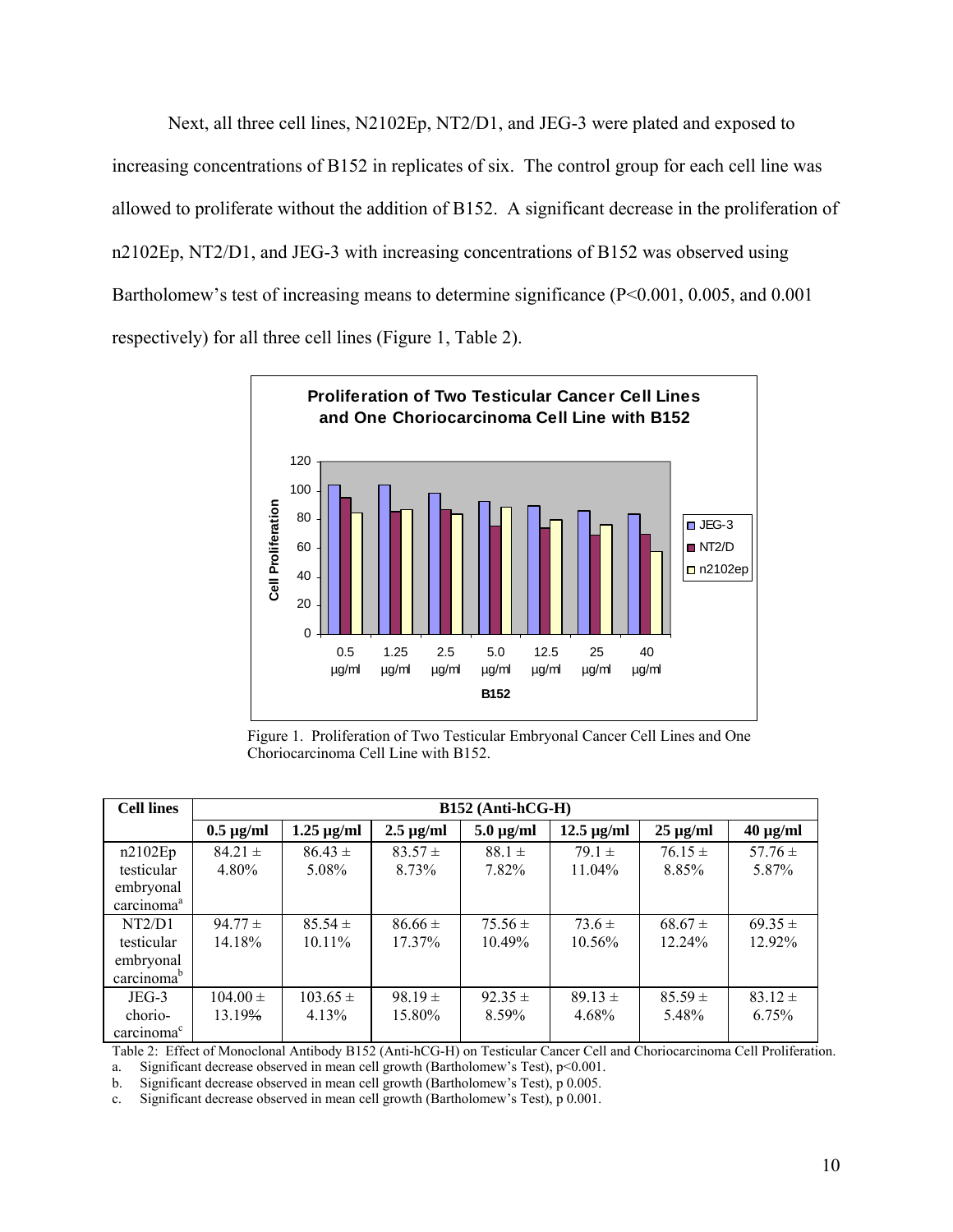Next, all three cell lines, N2102Ep, NT2/D1, and JEG-3 were plated and exposed to increasing concentrations of B152 in replicates of six. The control group for each cell line was allowed to proliferate without the addition of B152. A significant decrease in the proliferation of n2102Ep, NT2/D1, and JEG-3 with increasing concentrations of B152 was observed using Bartholomew's test of increasing means to determine significance ($P<0.001$, 0.005, and 0.001 respectively) for all three cell lines (Figure 1, Table 2).

Figure 1. Proliferation of Two Testicular Embryonal Cancer Cell Lines and One Choriocarcinoma Cell Line with B152.

| Cell lines | B152 (Anti-hCG-H) | | | | | | |
|---|---|---|---|---|---|---|---|
| | 0.5 µg/ml | 1.25 µg/ml | 2.5 µg/ml | 5.0 µg/ml | 12.5 µg/ml | 25 µg/ml | 40 µg/ml |
| n2102Ep testicular embryonal carcinoma[a] | 84.21 ± 4.80% | 86.43 ± 5.08% | 83.57 ± 8.73% | 88.1 ± 7.82% | 79.1 ± 11.04% | 76.15 ± 8.85% | 57.76 ± 5.87% |
| NT2/D1 testicular embryonal carcinoma[b] | 94.77 ± 14.18% | 85.54 ± 10.11% | 86.66 ± 17.37% | 75.56 ± 10.49% | 73.6 ± 10.56% | 68.67 ± 12.24% | 69.35 ± 12.92% |
| JEG-3 chorio-carcinoma[c] | 104.00 ± 13.19% | 103.65 ± 4.13% | 98.19 ± 15.80% | 92.35 ± 8.59% | 89.13 ± 4.68% | 85.59 ± 5.48% | 83.12 ± 6.75% |

Table 2: Effect of Monoclonal Antibody B152 (Anti-hCG-H) on Testicular Cancer Cell and Choriocarcinoma Cell Proliferation.

a. Significant decrease observed in mean cell growth (Bartholomew's Test), $p<0.001$.

b. Significant decrease observed in mean cell growth (Bartholomew's Test), p 0.005.

c. Significant decrease observed in mean cell growth (Bartholomew's Test), p 0.001.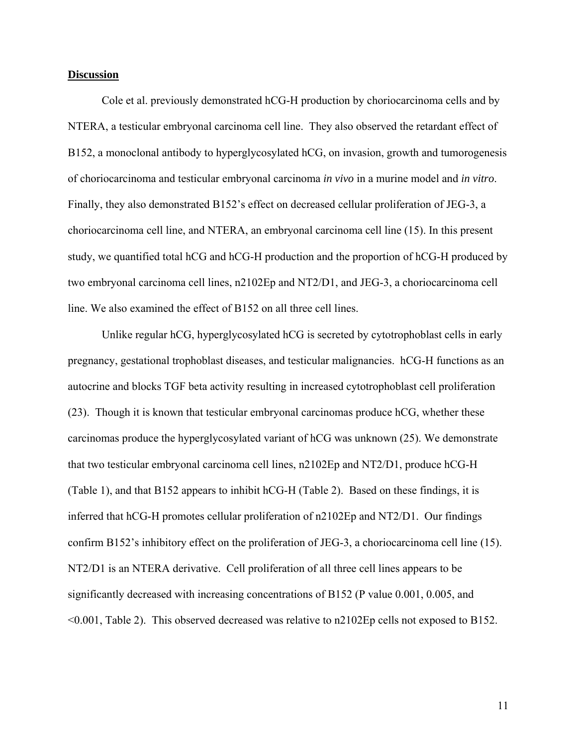## Discussion

Cole et al. previously demonstrated hCG-H production by choriocarcinoma cells and by NTERA, a testicular embryonal carcinoma cell line. They also observed the retardant effect of B152, a monoclonal antibody to hyperglycosylated hCG, on invasion, growth and tumorogenesis of choriocarcinoma and testicular embryonal carcinoma *in vivo* in a murine model and *in vitro*. Finally, they also demonstrated B152's effect on decreased cellular proliferation of JEG-3, a choriocarcinoma cell line, and NTERA, an embryonal carcinoma cell line (15). In this present study, we quantified total hCG and hCG-H production and the proportion of hCG-H produced by two embryonal carcinoma cell lines, n2102Ep and NT2/D1, and JEG-3, a choriocarcinoma cell line. We also examined the effect of B152 on all three cell lines.

Unlike regular hCG, hyperglycosylated hCG is secreted by cytotrophoblast cells in early pregnancy, gestational trophoblast diseases, and testicular malignancies. hCG-H functions as an autocrine and blocks TGF beta activity resulting in increased cytotrophoblast cell proliferation (23). Though it is known that testicular embryonal carcinomas produce hCG, whether these carcinomas produce the hyperglycosylated variant of hCG was unknown (25). We demonstrate that two testicular embryonal carcinoma cell lines, n2102Ep and NT2/D1, produce hCG-H (Table 1), and that B152 appears to inhibit hCG-H (Table 2). Based on these findings, it is inferred that hCG-H promotes cellular proliferation of n2102Ep and NT2/D1. Our findings confirm B152's inhibitory effect on the proliferation of JEG-3, a choriocarcinoma cell line (15). NT2/D1 is an NTERA derivative. Cell proliferation of all three cell lines appears to be significantly decreased with increasing concentrations of B152 (P value 0.001, 0.005, and <0.001, Table 2). This observed decreased was relative to n2102Ep cells not exposed to B152.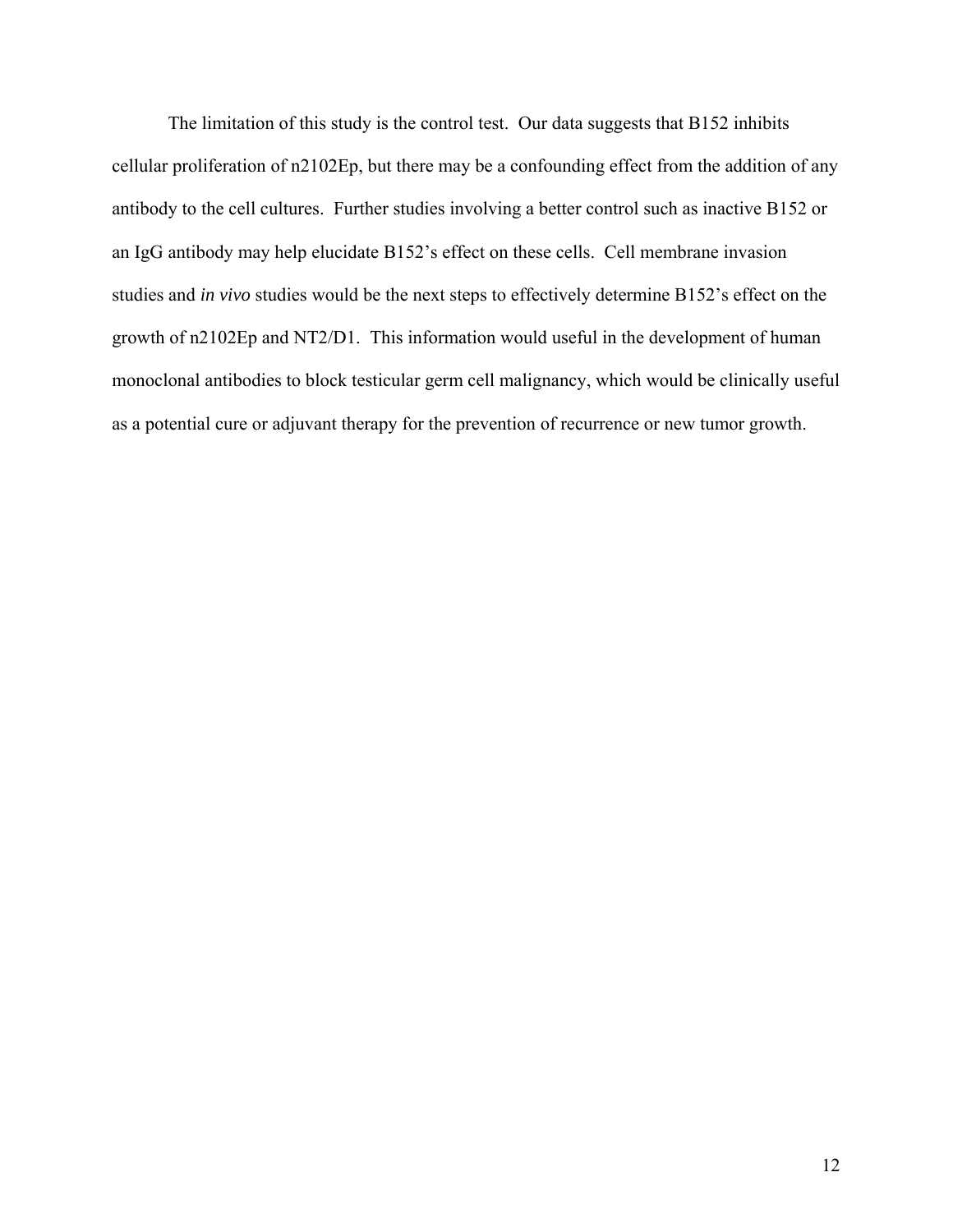The limitation of this study is the control test. Our data suggests that B152 inhibits cellular proliferation of n2102Ep, but there may be a confounding effect from the addition of any antibody to the cell cultures. Further studies involving a better control such as inactive B152 or an IgG antibody may help elucidate B152's effect on these cells. Cell membrane invasion studies and *in vivo* studies would be the next steps to effectively determine B152's effect on the growth of n2102Ep and NT2/D1. This information would useful in the development of human monoclonal antibodies to block testicular germ cell malignancy, which would be clinically useful as a potential cure or adjuvant therapy for the prevention of recurrence or new tumor growth.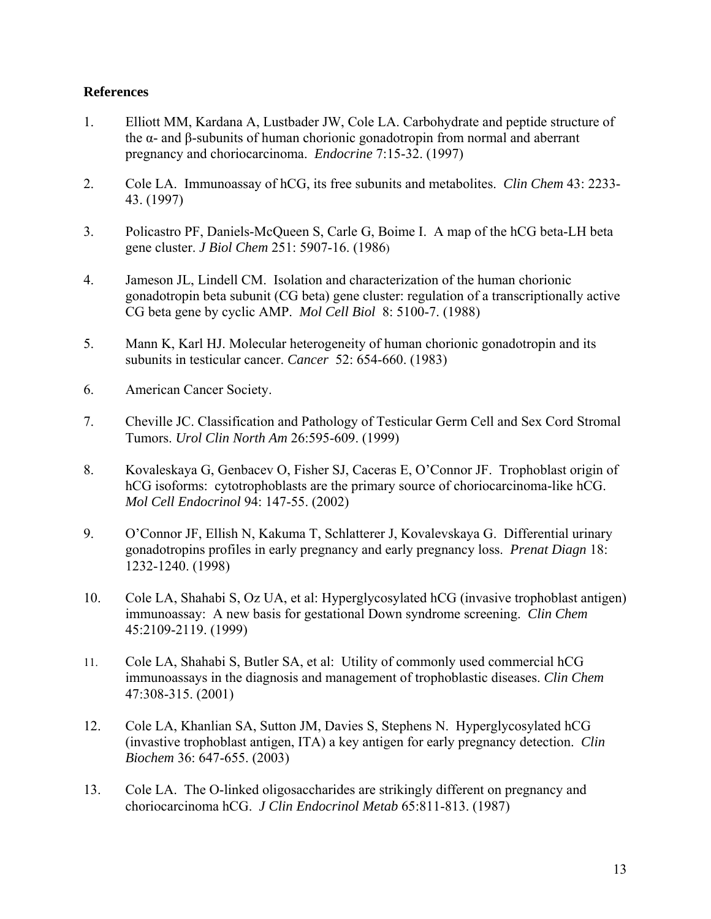## References

1. Elliott MM, Kardana A, Lustbader JW, Cole LA. Carbohydrate and peptide structure of the α- and β-subunits of human chorionic gonadotropin from normal and aberrant pregnancy and choriocarcinoma. *Endocrine* 7:15-32. (1997)

2. Cole LA. Immunoassay of hCG, its free subunits and metabolites. *Clin Chem* 43: 2233-43. (1997)

3. Policastro PF, Daniels-McQueen S, Carle G, Boime I. A map of the hCG beta-LH beta gene cluster. *J Biol Chem* 251: 5907-16. (1986)

4. Jameson JL, Lindell CM. Isolation and characterization of the human chorionic gonadotropin beta subunit (CG beta) gene cluster: regulation of a transcriptionally active CG beta gene by cyclic AMP. *Mol Cell Biol* 8: 5100-7. (1988)

5. Mann K, Karl HJ. Molecular heterogeneity of human chorionic gonadotropin and its subunits in testicular cancer. *Cancer* 52: 654-660. (1983)

6. American Cancer Society.

7. Cheville JC. Classification and Pathology of Testicular Germ Cell and Sex Cord Stromal Tumors. *Urol Clin North Am* 26:595-609. (1999)

8. Kovaleskaya G, Genbacev O, Fisher SJ, Caceras E, O'Connor JF. Trophoblast origin of hCG isoforms: cytotrophoblasts are the primary source of choriocarcinoma-like hCG. *Mol Cell Endocrinol* 94: 147-55. (2002)

9. O'Connor JF, Ellish N, Kakuma T, Schlatterer J, Kovalevskaya G. Differential urinary gonadotropins profiles in early pregnancy and early pregnancy loss. *Prenat Diagn* 18: 1232-1240. (1998)

10. Cole LA, Shahabi S, Oz UA, et al: Hyperglycosylated hCG (invasive trophoblast antigen) immunoassay: A new basis for gestational Down syndrome screening. *Clin Chem* 45:2109-2119. (1999)

11. Cole LA, Shahabi S, Butler SA, et al: Utility of commonly used commercial hCG immunoassays in the diagnosis and management of trophoblastic diseases. *Clin Chem* 47:308-315. (2001)

12. Cole LA, Khanlian SA, Sutton JM, Davies S, Stephens N. Hyperglycosylated hCG (invasive trophoblast antigen, ITA) a key antigen for early pregnancy detection. *Clin Biochem* 36: 647-655. (2003)

13. Cole LA. The O-linked oligosaccharides are strikingly different on pregnancy and choriocarcinoma hCG. *J Clin Endocrinol Metab* 65:811-813. (1987)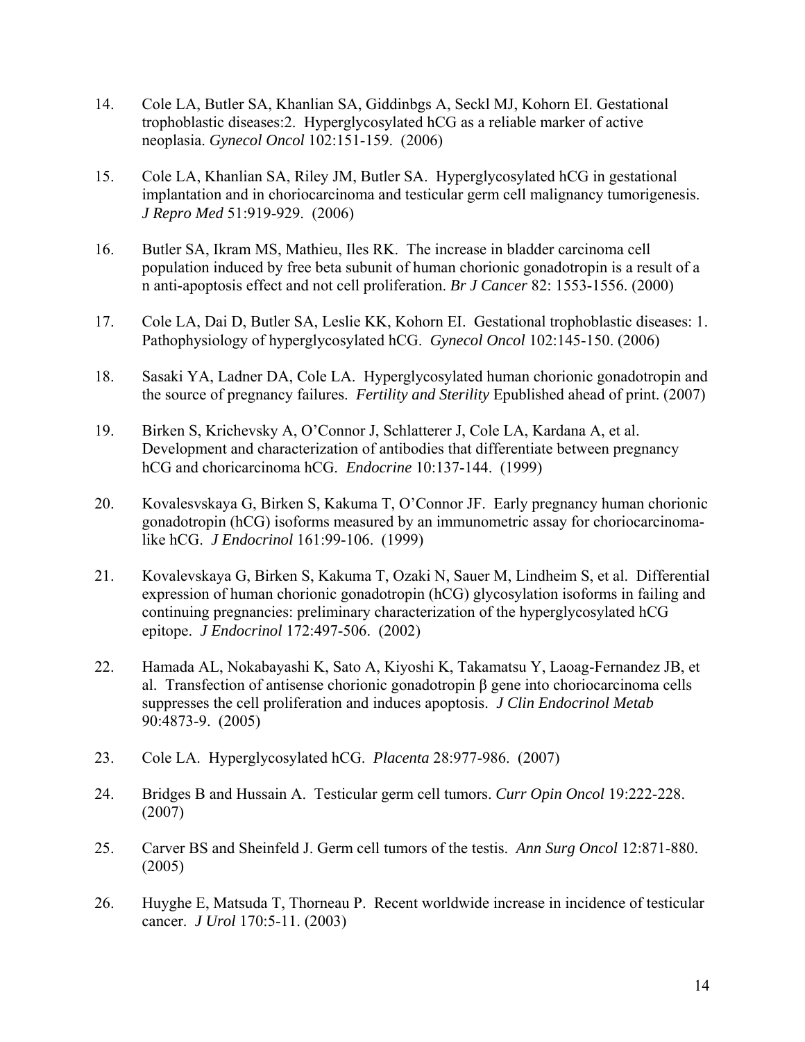14. Cole LA, Butler SA, Khanlian SA, Giddinbgs A, Seckl MJ, Kohorn EI. Gestational trophoblastic diseases:2. Hyperglycosylated hCG as a reliable marker of active neoplasia. *Gynecol Oncol* 102:151-159. (2006)

15. Cole LA, Khanlian SA, Riley JM, Butler SA. Hyperglycosylated hCG in gestational implantation and in choriocarcinoma and testicular germ cell malignancy tumorigenesis. *J Repro Med* 51:919-929. (2006)

16. Butler SA, Ikram MS, Mathieu, Iles RK. The increase in bladder carcinoma cell population induced by free beta subunit of human chorionic gonadotropin is a result of a n anti-apoptosis effect and not cell proliferation. *Br J Cancer* 82: 1553-1556. (2000)

17. Cole LA, Dai D, Butler SA, Leslie KK, Kohorn EI. Gestational trophoblastic diseases: 1. Pathophysiology of hyperglycosylated hCG. *Gynecol Oncol* 102:145-150. (2006)

18. Sasaki YA, Ladner DA, Cole LA. Hyperglycosylated human chorionic gonadotropin and the source of pregnancy failures. *Fertility and Sterility* Epublished ahead of print. (2007)

19. Birken S, Krichevsky A, O'Connor J, Schlatterer J, Cole LA, Kardana A, et al. Development and characterization of antibodies that differentiate between pregnancy hCG and choricarcinoma hCG. *Endocrine* 10:137-144. (1999)

20. Kovalesvskaya G, Birken S, Kakuma T, O'Connor JF. Early pregnancy human chorionic gonadotropin (hCG) isoforms measured by an immunometric assay for choriocarcinoma-like hCG. *J Endocrinol* 161:99-106. (1999)

21. Kovalevskaya G, Birken S, Kakuma T, Ozaki N, Sauer M, Lindheim S, et al. Differential expression of human chorionic gonadotropin (hCG) glycosylation isoforms in failing and continuing pregnancies: preliminary characterization of the hyperglycosylated hCG epitope. *J Endocrinol* 172:497-506. (2002)

22. Hamada AL, Nokabayashi K, Sato A, Kiyoshi K, Takamatsu Y, Laoag-Fernandez JB, et al. Transfection of antisense chorionic gonadotropin β gene into choriocarcinoma cells suppresses the cell proliferation and induces apoptosis. *J Clin Endocrinol Metab* 90:4873-9. (2005)

23. Cole LA. Hyperglycosylated hCG. *Placenta* 28:977-986. (2007)

24. Bridges B and Hussain A. Testicular germ cell tumors. *Curr Opin Oncol* 19:222-228. (2007)

25. Carver BS and Sheinfeld J. Germ cell tumors of the testis. *Ann Surg Oncol* 12:871-880. (2005)

26. Huyghe E, Matsuda T, Thorneau P. Recent worldwide increase in incidence of testicular cancer. *J Urol* 170:5-11. (2003)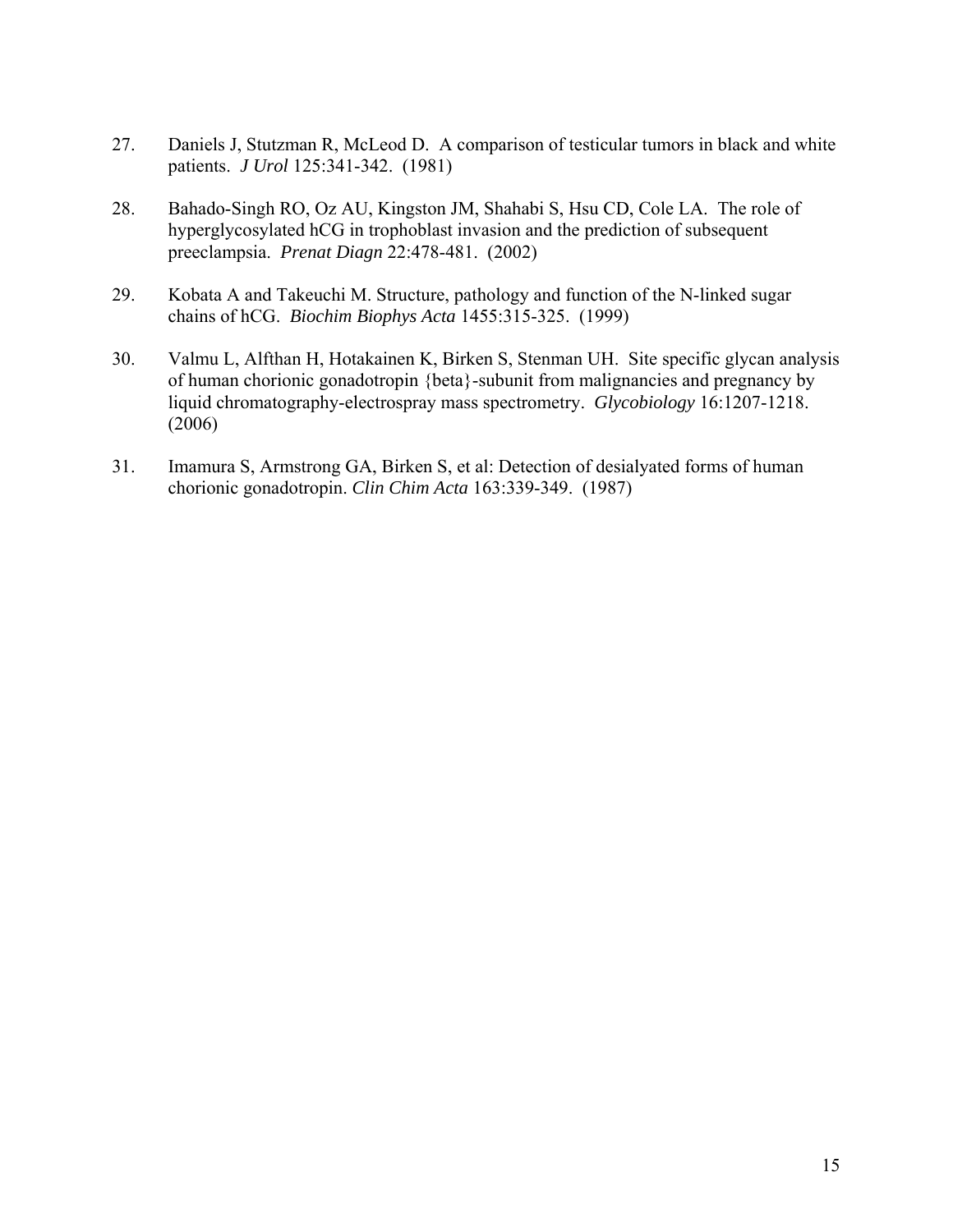27. Daniels J, Stutzman R, McLeod D. A comparison of testicular tumors in black and white patients. *J Urol* 125:341-342. (1981)

28. Bahado-Singh RO, Oz AU, Kingston JM, Shahabi S, Hsu CD, Cole LA. The role of hyperglycosylated hCG in trophoblast invasion and the prediction of subsequent preeclampsia. *Prenat Diagn* 22:478-481. (2002)

29. Kobata A and Takeuchi M. Structure, pathology and function of the N-linked sugar chains of hCG. *Biochim Biophys Acta* 1455:315-325. (1999)

30. Valmu L, Alfthan H, Hotakainen K, Birken S, Stenman UH. Site specific glycan analysis of human chorionic gonadotropin {beta}-subunit from malignancies and pregnancy by liquid chromatography-electrospray mass spectrometry. *Glycobiology* 16:1207-1218. (2006)

31. Imamura S, Armstrong GA, Birken S, et al: Detection of desialyated forms of human chorionic gonadotropin. *Clin Chim Acta* 163:339-349. (1987)